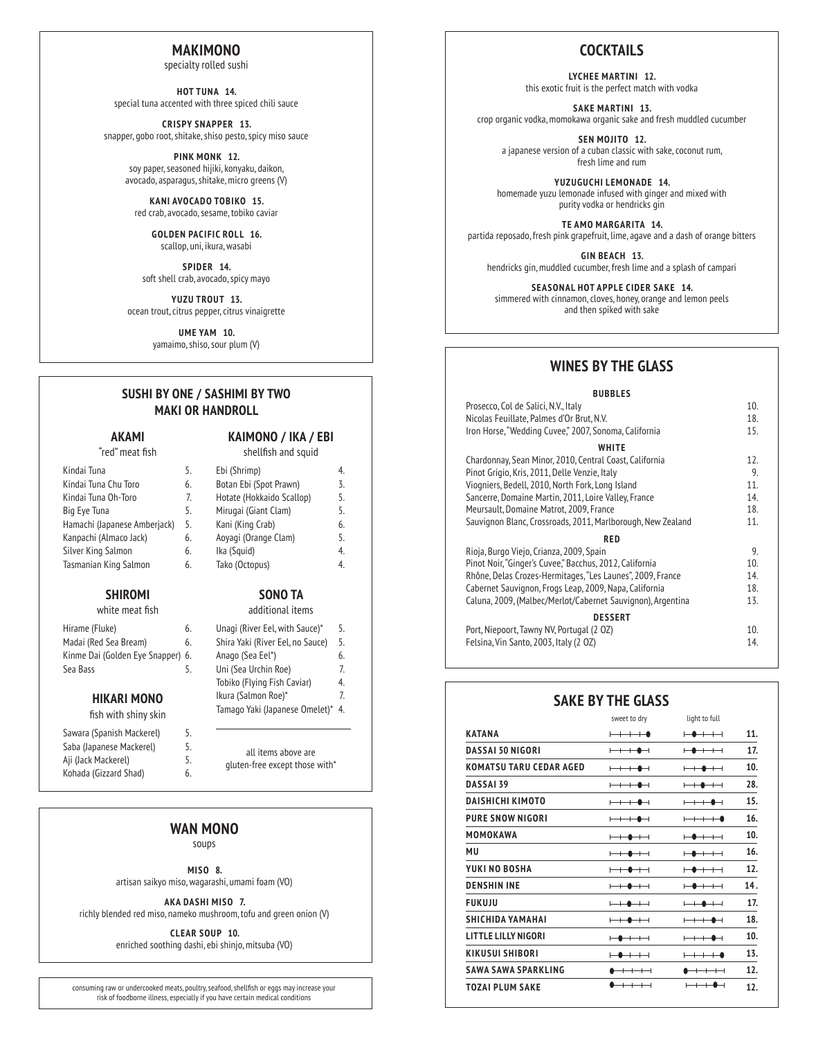## MAKIMONO

specialty rolled sushi

**HOT TUNA 14.**
special tuna accented with three spiced chili sauce

**CRISPY SNAPPER 13.**
snapper, gobo root, shitake, shiso pesto, spicy miso sauce

**PINK MONK 12.**
soy paper, seasoned hijiki, konyaku, daikon, avocado, asparagus, shitake, micro greens (V)

**KANI AVOCADO TOBIKO 15.**
red crab, avocado, sesame, tobiko caviar

**GOLDEN PACIFIC ROLL 16.**
scallop, uni, ikura, wasabi

**SPIDER 14.**
soft shell crab, avocado, spicy mayo

**YUZU TROUT 13.**
ocean trout, citrus pepper, citrus vinaigrette

**UME YAM 10.**
yamaimo, shiso, sour plum (V)

## SUSHI BY ONE / SASHIMI BY TWO MAKI OR HANDROLL

### AKAMI

"red" meat fish

| Item | Price |
|---|---|
| Kindai Tuna | 5. |
| Kindai Tuna Chu Toro | 6. |
| Kindai Tuna Oh-Toro | 7. |
| Big Eye Tuna | 5. |
| Hamachi (Japanese Amberjack) | 5. |
| Kanpachi (Almaco Jack) | 6. |
| Silver King Salmon | 6. |
| Tasmanian King Salmon | 6. |

### KAIMONO / IKA / EBI

shellfish and squid

| Item | Price |
|---|---|
| Ebi (Shrimp) | 4. |
| Botan Ebi (Spot Prawn) | 3. |
| Hotate (Hokkaido Scallop) | 5. |
| Mirugai (Giant Clam) | 5. |
| Kani (King Crab) | 6. |
| Aoyagi (Orange Clam) | 5. |
| Ika (Squid) | 4. |
| Tako (Octopus) | 4. |

### SHIROMI

white meat fish

| Item | Price |
|---|---|
| Hirame (Fluke) | 6. |
| Madai (Red Sea Bream) | 6. |
| Kinme Dai (Golden Eye Snapper) | 6. |
| Sea Bass | 5. |

### SONO TA

additional items

| Item | Price |
|---|---|
| Unagi (River Eel, with Sauce)* | 5. |
| Shira Yaki (River Eel, no Sauce) | 5. |
| Anago (Sea Eel*) | 6. |
| Uni (Sea Urchin Roe) | 7. |
| Tobiko (Flying Fish Caviar) | 4. |
| Ikura (Salmon Roe)* | 7. |
| Tamago Yaki (Japanese Omelet)* | 4. |

### HIKARI MONO

fish with shiny skin

| Item | Price |
|---|---|
| Sawara (Spanish Mackerel) | 5. |
| Saba (Japanese Mackerel) | 5. |
| Aji (Jack Mackerel) | 5. |
| Kohada (Gizzard Shad) | 6. |

all items above are gluten-free except those with*

## WAN MONO

soups

**MISO 8.**
artisan saikyo miso, wagarashi, umami foam (VO)

**AKA DASHI MISO 7.**
richly blended red miso, nameko mushroom, tofu and green onion (V)

**CLEAR SOUP 10.**
enriched soothing dashi, ebi shinjo, mitsuba (VO)

consuming raw or undercooked meats, poultry, seafood, shellfish or eggs may increase your risk of foodborne illness, especially if you have certain medical conditions

## COCKTAILS

**LYCHEE MARTINI 12.**
this exotic fruit is the perfect match with vodka

**SAKE MARTINI 13.**
crop organic vodka, momokawa organic sake and fresh muddled cucumber

**SEN MOJITO 12.**
a japanese version of a cuban classic with sake, coconut rum, fresh lime and rum

**YUZUGUCHI LEMONADE 14.**
homemade yuzu lemonade infused with ginger and mixed with purity vodka or hendricks gin

**TE AMO MARGARITA 14.**
partida reposado, fresh pink grapefruit, lime, agave and a dash of orange bitters

**GIN BEACH 13.**
hendricks gin, muddled cucumber, fresh lime and a splash of campari

**SEASONAL HOT APPLE CIDER SAKE 14.**
simmered with cinnamon, cloves, honey, orange and lemon peels and then spiked with sake

## WINES BY THE GLASS

| **BUBBLES** | |
|---|---|
| Prosecco, Col de Salici, N.V., Italy | 10. |
| Nicolas Feuillate, Palmes d'Or Brut, N.V. | 18. |
| Iron Horse, "Wedding Cuvee," 2007, Sonoma, California | 15. |
| **WHITE** | |
| Chardonnay, Sean Minor, 2010, Central Coast, California | 12. |
| Pinot Grigio, Kris, 2011, Delle Venzie, Italy | 9. |
| Viogniers, Bedell, 2010, North Fork, Long Island | 11. |
| Sancerre, Domaine Martin, 2011, Loire Valley, France | 14. |
| Meursault, Domaine Matrot, 2009, France | 18. |
| Sauvignon Blanc, Crossroads, 2011, Marlborough, New Zealand | 11. |
| **RED** | |
| Rioja, Burgo Viejo, Crianza, 2009, Spain | 9. |
| Pinot Noir, "Ginger's Cuvee," Bacchus, 2012, California | 10. |
| Rhône, Delas Crozes-Hermitages, "Les Launes", 2009, France | 14. |
| Cabernet Sauvignon, Frogs Leap, 2009, Napa, California | 18. |
| Caluna, 2009, (Malbec/Merlot/Cabernet Sauvignon), Argentina | 13. |
| **DESSERT** | |
| Port, Niepoort, Tawny NV, Portugal (2 OZ) | 10. |
| Felsina, Vin Santo, 2003, Italy (2 OZ) | 14. |

## SAKE BY THE GLASS

| | sweet to dry | light to full | |
|---|---|---|---|
| **KATANA** | ○○○○● | ○●○○○ | **11.** |
| **DASSAI 50 NIGORI** | ○○○●○ | ○●○○○ | **17.** |
| **KOMATSU TARU CEDAR AGED** | ○○○●○ | ○○●○○ | **10.** |
| **DASSAI 39** | ○○○●○ | ○○●○○ | **28.** |
| **DAISHICHI KIMOTO** | ○○○●○ | ○○○●○ | **15.** |
| **PURE SNOW NIGORI** | ○○○●○ | ○○○○● | **16.** |
| **MOMOKAWA** | ○○●○○ | ○●○○○ | **10.** |
| **MU** | ○○●○○ | ○●○○○ | **16.** |
| **YUKI NO BOSHA** | ○○●○○ | ○●○○○ | **12.** |
| **DENSHIN INE** | ○○●○○ | ○●○○○ | **14.** |
| **FUKUJU** | ○○●○○ | ○○●○○ | **17.** |
| **SHICHIDA YAMAHAI** | ○○●○○ | ○○○●○ | **18.** |
| **LITTLE LILLY NIGORI** | ○●○○○ | ○○○●○ | **10.** |
| **KIKUSUI SHIBORI** | ○●○○○ | ○○○○● | **13.** |
| **SAWA SAWA SPARKLING** | ●○○○○ | ●○○○○ | **12.** |
| **TOZAI PLUM SAKE** | ●○○○○ | ○○○●○ | **12.** |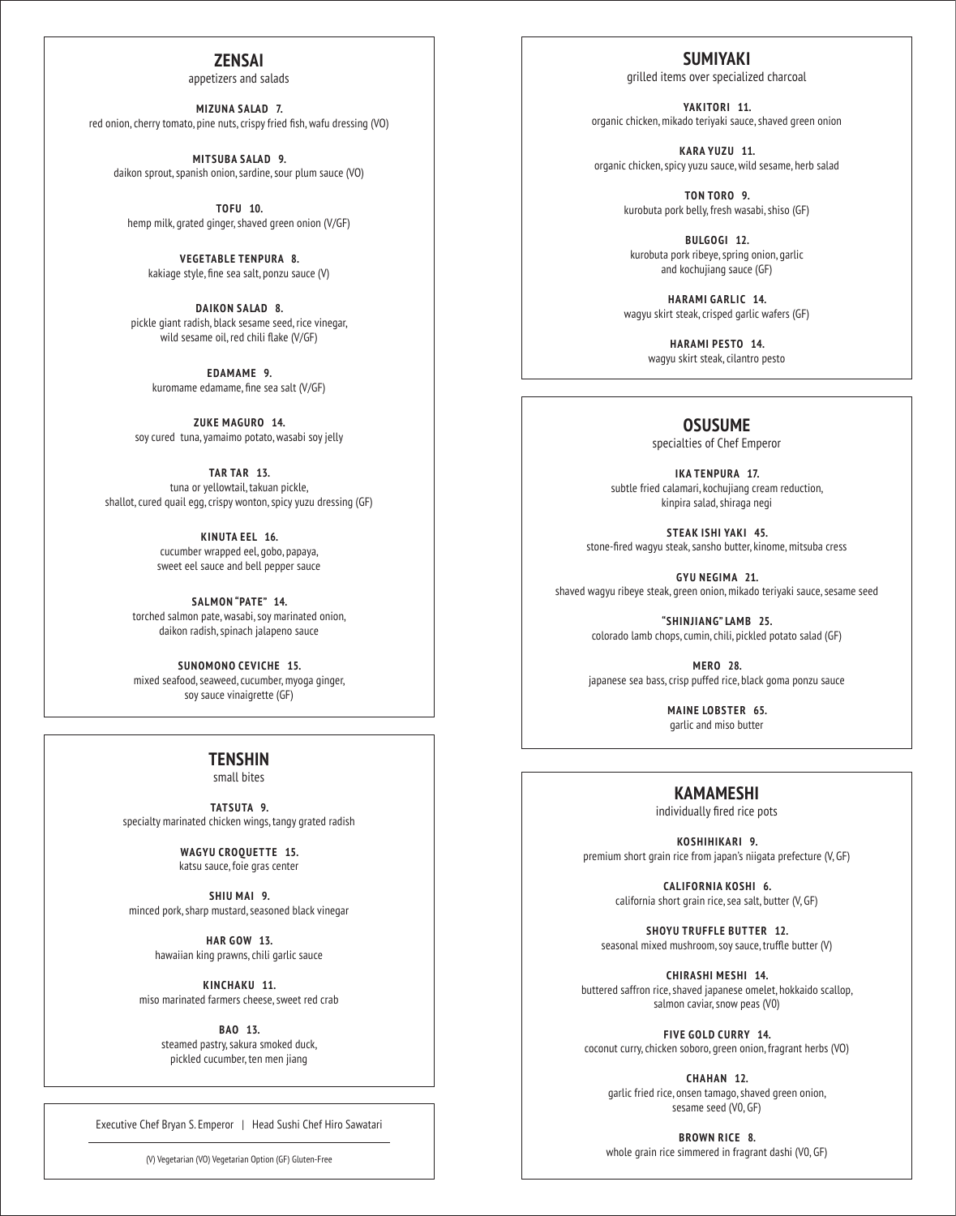## ZENSAI

appetizers and salads

**MIZUNA SALAD 7.**
red onion, cherry tomato, pine nuts, crispy fried fish, wafu dressing (VO)

**MITSUBA SALAD 9.**
daikon sprout, spanish onion, sardine, sour plum sauce (VO)

**TOFU 10.**
hemp milk, grated ginger, shaved green onion (V/GF)

**VEGETABLE TENPURA 8.**
kakiage style, fine sea salt, ponzu sauce (V)

**DAIKON SALAD 8.**
pickle giant radish, black sesame seed, rice vinegar, wild sesame oil, red chili flake (V/GF)

**EDAMAME 9.**
kuromame edamame, fine sea salt (V/GF)

**ZUKE MAGURO 14.**
soy cured tuna, yamaimo potato, wasabi soy jelly

**TAR TAR 13.**
tuna or yellowtail, takuan pickle, shallot, cured quail egg, crispy wonton, spicy yuzu dressing (GF)

**KINUTA EEL 16.**
cucumber wrapped eel, gobo, papaya, sweet eel sauce and bell pepper sauce

**SALMON "PATE" 14.**
torched salmon pate, wasabi, soy marinated onion, daikon radish, spinach jalapeno sauce

**SUNOMONO CEVICHE 15.**
mixed seafood, seaweed, cucumber, myoga ginger, soy sauce vinaigrette (GF)

## TENSHIN

small bites

**TATSUTA 9.**
specialty marinated chicken wings, tangy grated radish

**WAGYU CROQUETTE 15.**
katsu sauce, foie gras center

**SHIU MAI 9.**
minced pork, sharp mustard, seasoned black vinegar

**HAR GOW 13.**
hawaiian king prawns, chili garlic sauce

**KINCHAKU 11.**
miso marinated farmers cheese, sweet red crab

**BAO 13.**
steamed pastry, sakura smoked duck, pickled cucumber, ten men jiang

Executive Chef Bryan S. Emperor | Head Sushi Chef Hiro Sawatari

(V) Vegetarian (VO) Vegetarian Option (GF) Gluten-Free

## SUMIYAKI

grilled items over specialized charcoal

**YAKITORI 11.**
organic chicken, mikado teriyaki sauce, shaved green onion

**KARA YUZU 11.**
organic chicken, spicy yuzu sauce, wild sesame, herb salad

**TON TORO 9.**
kurobuta pork belly, fresh wasabi, shiso (GF)

**BULGOGI 12.**
kurobuta pork ribeye, spring onion, garlic and kochujiang sauce (GF)

**HARAMI GARLIC 14.**
wagyu skirt steak, crisped garlic wafers (GF)

**HARAMI PESTO 14.**
wagyu skirt steak, cilantro pesto

## OSUSUME

specialties of Chef Emperor

**IKA TENPURA 17.**
subtle fried calamari, kochujiang cream reduction, kinpira salad, shiraga negi

**STEAK ISHI YAKI 45.**
stone-fired wagyu steak, sansho butter, kinome, mitsuba cress

**GYU NEGIMA 21.**
shaved wagyu ribeye steak, green onion, mikado teriyaki sauce, sesame seed

**"SHINJIANG" LAMB 25.**
colorado lamb chops, cumin, chili, pickled potato salad (GF)

**MERO 28.**
japanese sea bass, crisp puffed rice, black goma ponzu sauce

**MAINE LOBSTER 65.**
garlic and miso butter

## KAMAMESHI

individually fired rice pots

**KOSHIHIKARI 9.**
premium short grain rice from japan's niigata prefecture (V, GF)

**CALIFORNIA KOSHI 6.**
california short grain rice, sea salt, butter (V, GF)

**SHOYU TRUFFLE BUTTER 12.**
seasonal mixed mushroom, soy sauce, truffle butter (V)

**CHIRASHI MESHI 14.**
buttered saffron rice, shaved japanese omelet, hokkaido scallop, salmon caviar, snow peas (VO)

**FIVE GOLD CURRY 14.**
coconut curry, chicken soboro, green onion, fragrant herbs (VO)

**CHAHAN 12.**
garlic fried rice, onsen tamago, shaved green onion, sesame seed (VO, GF)

**BROWN RICE 8.**
whole grain rice simmered in fragrant dashi (VO, GF)